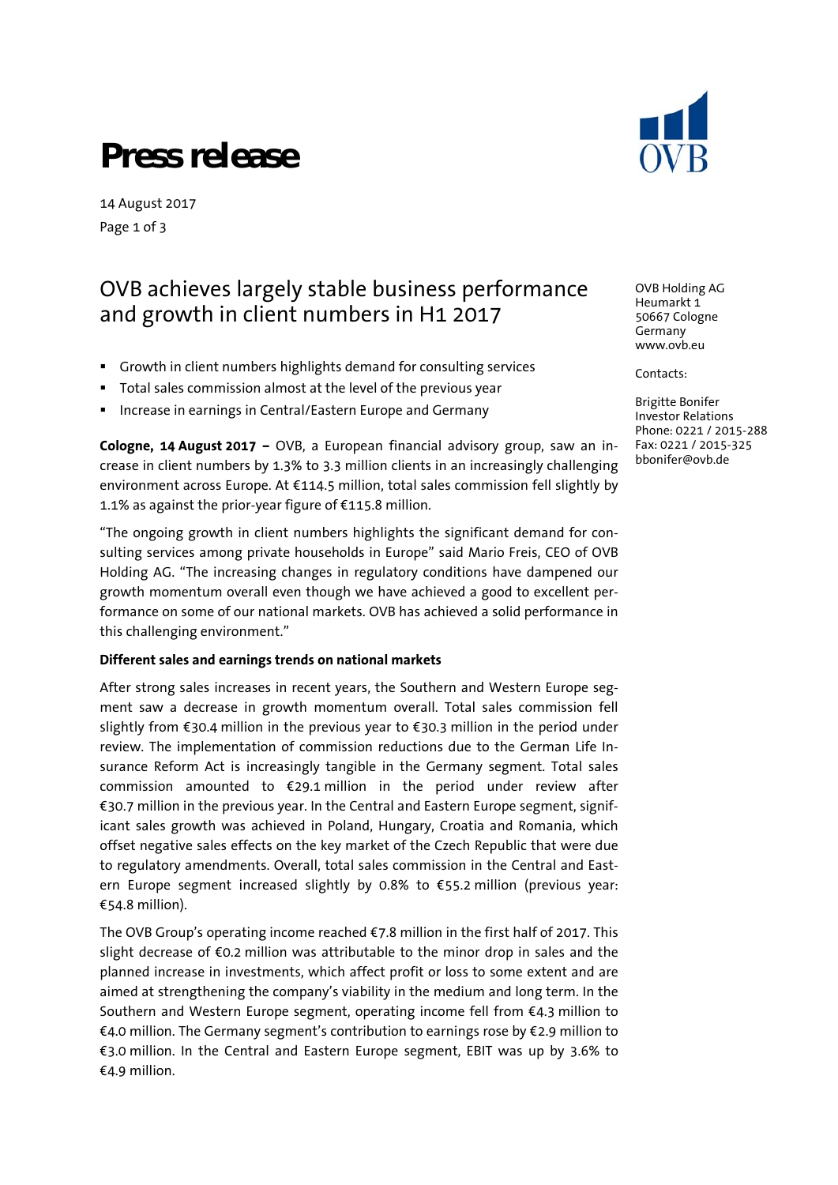# Press release

14 August 2017

OVB Holding AG
Heumarkt 1
50667 Cologne
Germany
www.ovb.eu

Contacts:

Brigitte Bonifer
Investor Relations
Phone: 0221 / 2015-288
Fax: 0221 / 2015-325
bbonifer@ovb.de

## OVB achieves largely stable business performance and growth in client numbers in H1 2017

- Growth in client numbers highlights demand for consulting services
- Total sales commission almost at the level of the previous year
- Increase in earnings in Central/Eastern Europe and Germany

**Cologne, 14 August 2017 –** OVB, a European financial advisory group, saw an increase in client numbers by 1.3% to 3.3 million clients in an increasingly challenging environment across Europe. At €114.5 million, total sales commission fell slightly by 1.1% as against the prior-year figure of €115.8 million.

"The ongoing growth in client numbers highlights the significant demand for consulting services among private households in Europe" said Mario Freis, CEO of OVB Holding AG. "The increasing changes in regulatory conditions have dampened our growth momentum overall even though we have achieved a good to excellent performance on some of our national markets. OVB has achieved a solid performance in this challenging environment."

### Different sales and earnings trends on national markets

After strong sales increases in recent years, the Southern and Western Europe segment saw a decrease in growth momentum overall. Total sales commission fell slightly from €30.4 million in the previous year to €30.3 million in the period under review. The implementation of commission reductions due to the German Life Insurance Reform Act is increasingly tangible in the Germany segment. Total sales commission amounted to €29.1 million in the period under review after €30.7 million in the previous year. In the Central and Eastern Europe segment, significant sales growth was achieved in Poland, Hungary, Croatia and Romania, which offset negative sales effects on the key market of the Czech Republic that were due to regulatory amendments. Overall, total sales commission in the Central and Eastern Europe segment increased slightly by 0.8% to €55.2 million (previous year: €54.8 million).

The OVB Group's operating income reached €7.8 million in the first half of 2017. This slight decrease of €0.2 million was attributable to the minor drop in sales and the planned increase in investments, which affect profit or loss to some extent and are aimed at strengthening the company's viability in the medium and long term. In the Southern and Western Europe segment, operating income fell from €4.3 million to €4.0 million. The Germany segment's contribution to earnings rose by €2.9 million to €3.0 million. In the Central and Eastern Europe segment, EBIT was up by 3.6% to €4.9 million.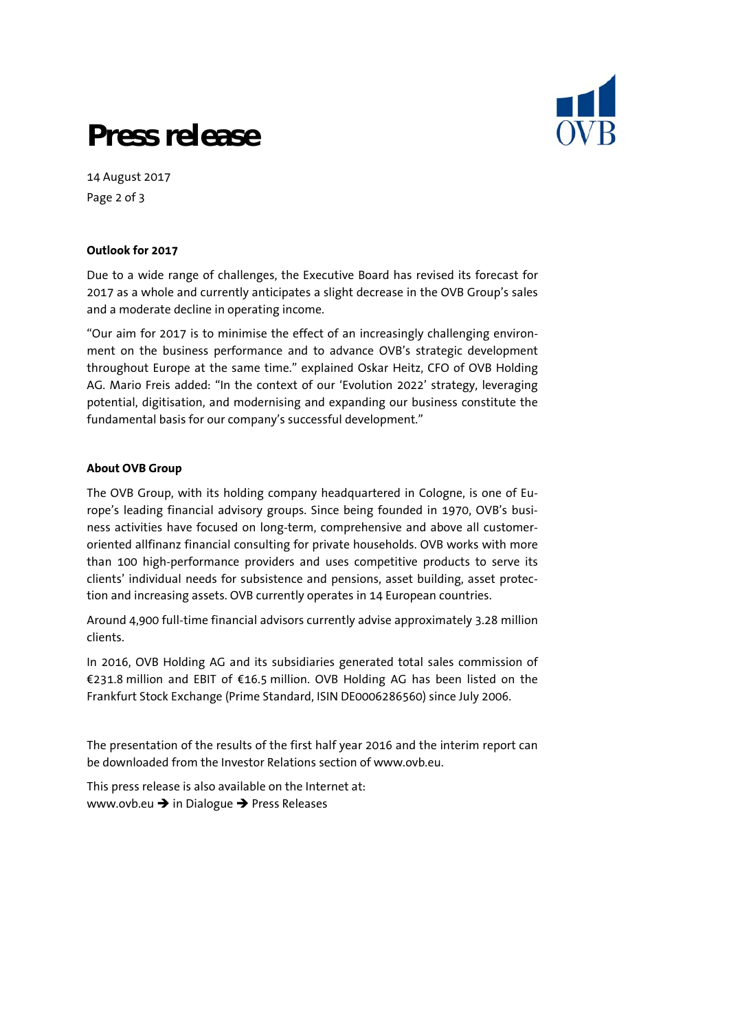## Outlook for 2017

Due to a wide range of challenges, the Executive Board has revised its forecast for 2017 as a whole and currently anticipates a slight decrease in the OVB Group's sales and a moderate decline in operating income.

"Our aim for 2017 is to minimise the effect of an increasingly challenging environment on the business performance and to advance OVB's strategic development throughout Europe at the same time." explained Oskar Heitz, CFO of OVB Holding AG. Mario Freis added: "In the context of our 'Evolution 2022' strategy, leveraging potential, digitisation, and modernising and expanding our business constitute the fundamental basis for our company's successful development."

## About OVB Group

The OVB Group, with its holding company headquartered in Cologne, is one of Europe's leading financial advisory groups. Since being founded in 1970, OVB's business activities have focused on long-term, comprehensive and above all customer-oriented allfinanz financial consulting for private households. OVB works with more than 100 high-performance providers and uses competitive products to serve its clients' individual needs for subsistence and pensions, asset building, asset protection and increasing assets. OVB currently operates in 14 European countries.

Around 4,900 full-time financial advisors currently advise approximately 3.28 million clients.

In 2016, OVB Holding AG and its subsidiaries generated total sales commission of €231.8 million and EBIT of €16.5 million. OVB Holding AG has been listed on the Frankfurt Stock Exchange (Prime Standard, ISIN DE0006286560) since July 2006.

The presentation of the results of the first half year 2016 and the interim report can be downloaded from the Investor Relations section of www.ovb.eu.

This press release is also available on the Internet at:
www.ovb.eu ➔ in Dialogue ➔ Press Releases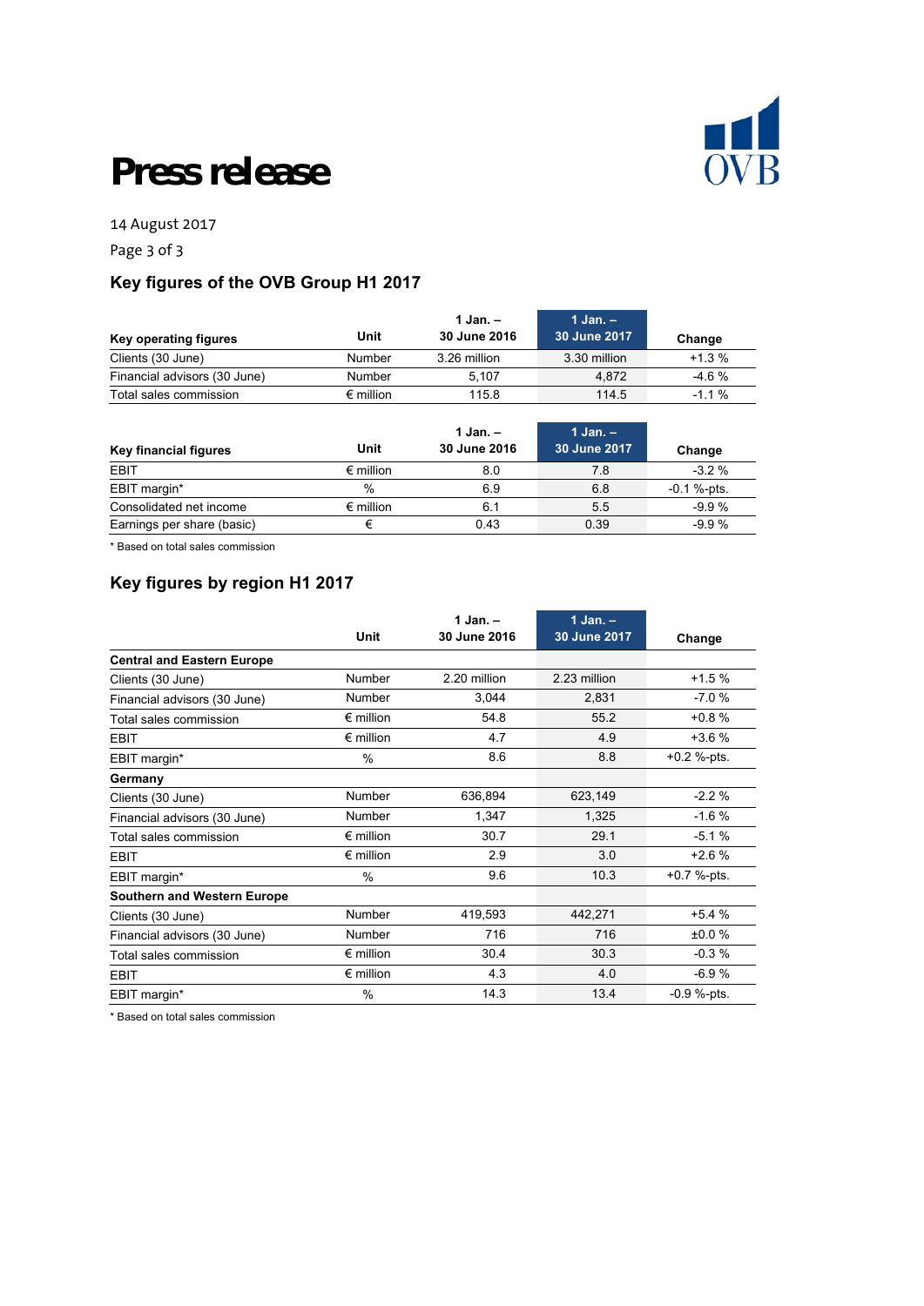# Press release

14 August 2017

## Key figures of the OVB Group H1 2017

| Key operating figures | Unit | 1 Jan. – 30 June 2016 | 1 Jan. – 30 June 2017 | Change |
|---|---|---|---|---|
| Clients (30 June) | Number | 3.26 million | 3.30 million | +1.3 % |
| Financial advisors (30 June) | Number | 5,107 | 4,872 | -4.6 % |
| Total sales commission | € million | 115.8 | 114.5 | -1.1 % |

| Key financial figures | Unit | 1 Jan. – 30 June 2016 | 1 Jan. – 30 June 2017 | Change |
|---|---|---|---|---|
| EBIT | € million | 8.0 | 7.8 | -3.2 % |
| EBIT margin* | % | 6.9 | 6.8 | -0.1 %-pts. |
| Consolidated net income | € million | 6.1 | 5.5 | -9.9 % |
| Earnings per share (basic) | € | 0.43 | 0.39 | -9.9 % |

* Based on total sales commission

## Key figures by region H1 2017

| | Unit | 1 Jan. – 30 June 2016 | 1 Jan. – 30 June 2017 | Change |
|---|---|---|---|---|
| **Central and Eastern Europe** | | | | |
| Clients (30 June) | Number | 2.20 million | 2.23 million | +1.5 % |
| Financial advisors (30 June) | Number | 3,044 | 2,831 | -7.0 % |
| Total sales commission | € million | 54.8 | 55.2 | +0.8 % |
| EBIT | € million | 4.7 | 4.9 | +3.6 % |
| EBIT margin* | % | 8.6 | 8.8 | +0.2 %-pts. |
| **Germany** | | | | |
| Clients (30 June) | Number | 636,894 | 623,149 | -2.2 % |
| Financial advisors (30 June) | Number | 1,347 | 1,325 | -1.6 % |
| Total sales commission | € million | 30.7 | 29.1 | -5.1 % |
| EBIT | € million | 2.9 | 3.0 | +2.6 % |
| EBIT margin* | % | 9.6 | 10.3 | +0.7 %-pts. |
| **Southern and Western Europe** | | | | |
| Clients (30 June) | Number | 419,593 | 442,271 | +5.4 % |
| Financial advisors (30 June) | Number | 716 | 716 | ±0.0 % |
| Total sales commission | € million | 30.4 | 30.3 | -0.3 % |
| EBIT | € million | 4.3 | 4.0 | -6.9 % |
| EBIT margin* | % | 14.3 | 13.4 | -0.9 %-pts. |

* Based on total sales commission